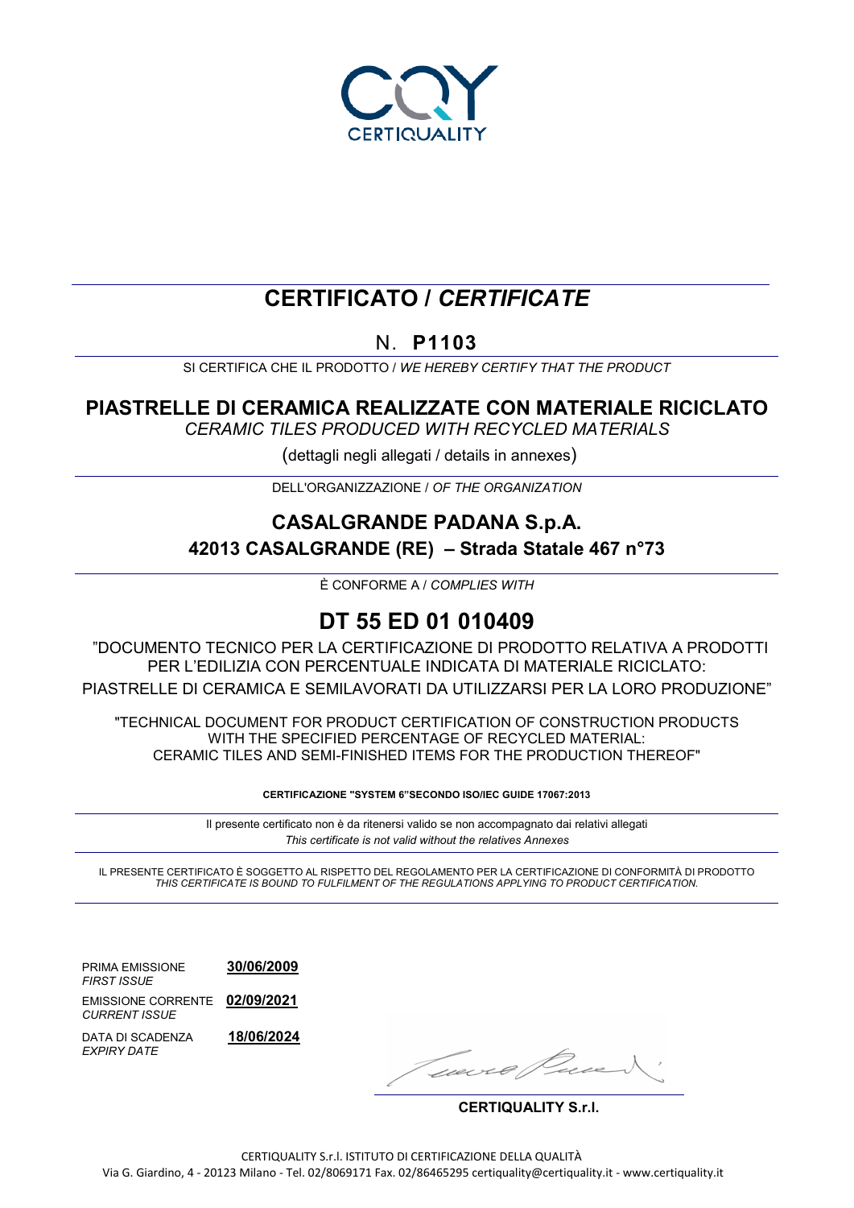CQY
CERTIQUALITY

# CERTIFICATO / *CERTIFICATE*

## N. **P1103**

SI CERTIFICA CHE IL PRODOTTO / *WE HEREBY CERTIFY THAT THE PRODUCT*

## PIASTRELLE DI CERAMICA REALIZZATE CON MATERIALE RICICLATO

*CERAMIC TILES PRODUCED WITH RECYCLED MATERIALS*

(dettagli negli allegati / details in annexes)

DELL'ORGANIZZAZIONE / *OF THE ORGANIZATION*

## CASALGRANDE PADANA S.p.A.

**42013 CASALGRANDE (RE) – Strada Statale 467 n°73**

È CONFORME A / *COMPLIES WITH*

## DT 55 ED 01 010409

"DOCUMENTO TECNICO PER LA CERTIFICAZIONE DI PRODOTTO RELATIVA A PRODOTTI PER L'EDILIZIA CON PERCENTUALE INDICATA DI MATERIALE RICICLATO: PIASTRELLE DI CERAMICA E SEMILAVORATI DA UTILIZZARSI PER LA LORO PRODUZIONE"

"TECHNICAL DOCUMENT FOR PRODUCT CERTIFICATION OF CONSTRUCTION PRODUCTS WITH THE SPECIFIED PERCENTAGE OF RECYCLED MATERIAL: CERAMIC TILES AND SEMI-FINISHED ITEMS FOR THE PRODUCTION THEREOF"

**CERTIFICAZIONE "SYSTEM 6"SECONDO ISO/IEC GUIDE 17067:2013**

Il presente certificato non è da ritenersi valido se non accompagnato dai relativi allegati
*This certificate is not valid without the relatives Annexes*

IL PRESENTE CERTIFICATO È SOGGETTO AL RISPETTO DEL REGOLAMENTO PER LA CERTIFICAZIONE DI CONFORMITÀ DI PRODOTTO
*THIS CERTIFICATE IS BOUND TO FULFILMENT OF THE REGULATIONS APPLYING TO PRODUCT CERTIFICATION.*

PRIMA EMISSIONE / *FIRST ISSUE*: **30/06/2009**

EMISSIONE CORRENTE / *CURRENT ISSUE*: **02/09/2021**

DATA DI SCADENZA / *EXPIRY DATE*: **18/06/2024**

**CERTIQUALITY S.r.l.**

CERTIQUALITY S.r.l. ISTITUTO DI CERTIFICAZIONE DELLA QUALITÀ
Via G. Giardino, 4 - 20123 Milano - Tel. 02/8069171 Fax. 02/86465295 certiquality@certiquality.it - www.certiquality.it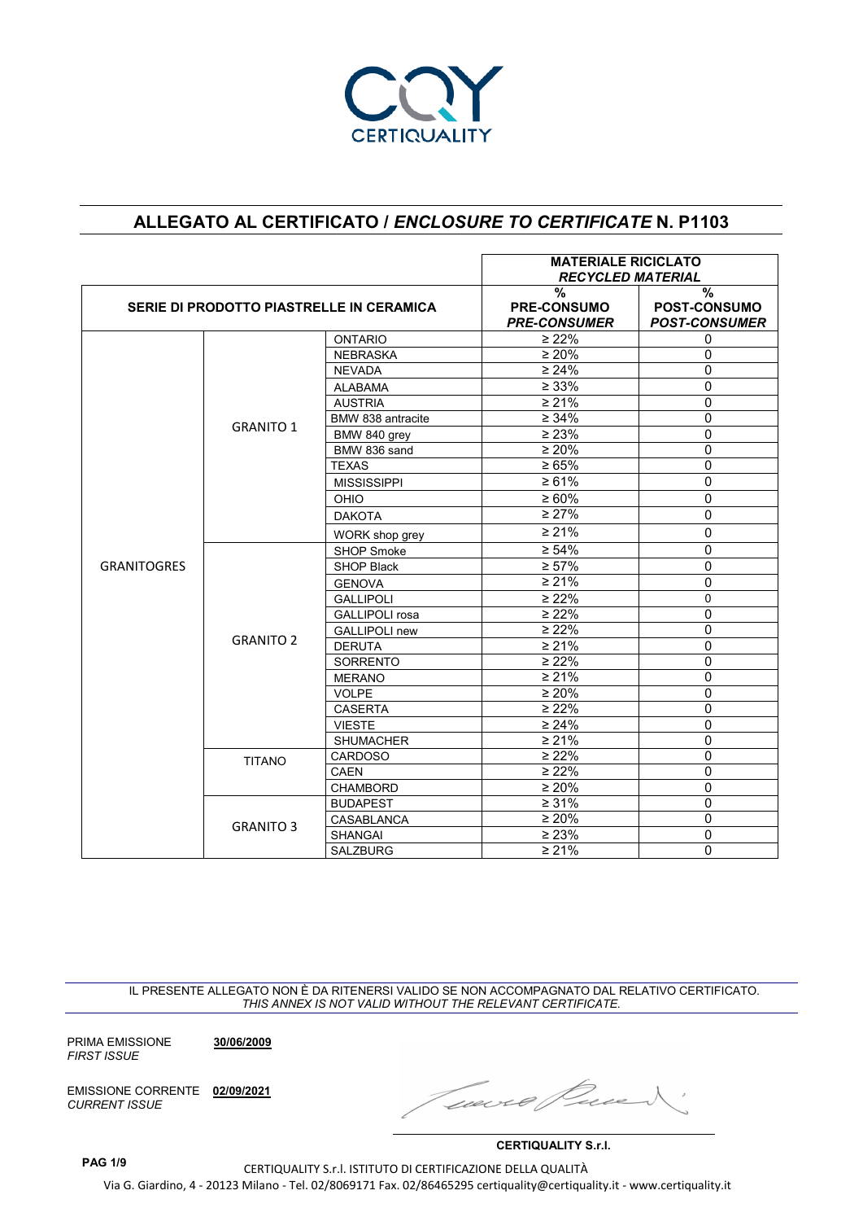CERTIQUALITY

## ALLEGATO AL CERTIFICATO / *ENCLOSURE TO CERTIFICATE* N. P1103

| SERIE DI PRODOTTO PIASTRELLE IN CERAMICA | | | MATERIALE RICICLATO *RECYCLED MATERIAL* | |
|---|---|---|---|---|
| | | | % PRE-CONSUMO *PRE-CONSUMER* | % POST-CONSUMO *POST-CONSUMER* |
| GRANITOGRES | GRANITO 1 | ONTARIO | ≥ 22% | 0 |
| | | NEBRASKA | ≥ 20% | 0 |
| | | NEVADA | ≥ 24% | 0 |
| | | ALABAMA | ≥ 33% | 0 |
| | | AUSTRIA | ≥ 21% | 0 |
| | | BMW 838 antracite | ≥ 34% | 0 |
| | | BMW 840 grey | ≥ 23% | 0 |
| | | BMW 836 sand | ≥ 20% | 0 |
| | | TEXAS | ≥ 65% | 0 |
| | | MISSISSIPPI | ≥ 61% | 0 |
| | | OHIO | ≥ 60% | 0 |
| | | DAKOTA | ≥ 27% | 0 |
| | | WORK shop grey | ≥ 21% | 0 |
| | GRANITO 2 | SHOP Smoke | ≥ 54% | 0 |
| | | SHOP Black | ≥ 57% | 0 |
| | | GENOVA | ≥ 21% | 0 |
| | | GALLIPOLI | ≥ 22% | 0 |
| | | GALLIPOLI rosa | ≥ 22% | 0 |
| | | GALLIPOLI new | ≥ 22% | 0 |
| | | DERUTA | ≥ 21% | 0 |
| | | SORRENTO | ≥ 22% | 0 |
| | | MERANO | ≥ 21% | 0 |
| | | VOLPE | ≥ 20% | 0 |
| | | CASERTA | ≥ 22% | 0 |
| | | VIESTE | ≥ 24% | 0 |
| | | SHUMACHER | ≥ 21% | 0 |
| | TITANO | CARDOSO | ≥ 22% | 0 |
| | | CAEN | ≥ 22% | 0 |
| | | CHAMBORD | ≥ 20% | 0 |
| | GRANITO 3 | BUDAPEST | ≥ 31% | 0 |
| | | CASABLANCA | ≥ 20% | 0 |
| | | SHANGAI | ≥ 23% | 0 |
| | | SALZBURG | ≥ 21% | 0 |

IL PRESENTE ALLEGATO NON È DA RITENERSI VALIDO SE NON ACCOMPAGNATO DAL RELATIVO CERTIFICATO.
*THIS ANNEX IS NOT VALID WITHOUT THE RELEVANT CERTIFICATE.*

PRIMA EMISSIONE *FIRST ISSUE* **30/06/2009**

EMISSIONE CORRENTE *CURRENT ISSUE* **02/09/2021**

**CERTIQUALITY S.r.l.**

**PAG 1/9**

CERTIQUALITY S.r.l. ISTITUTO DI CERTIFICAZIONE DELLA QUALITÀ
Via G. Giardino, 4 - 20123 Milano - Tel. 02/8069171 Fax. 02/86465295 certiquality@certiquality.it - www.certiquality.it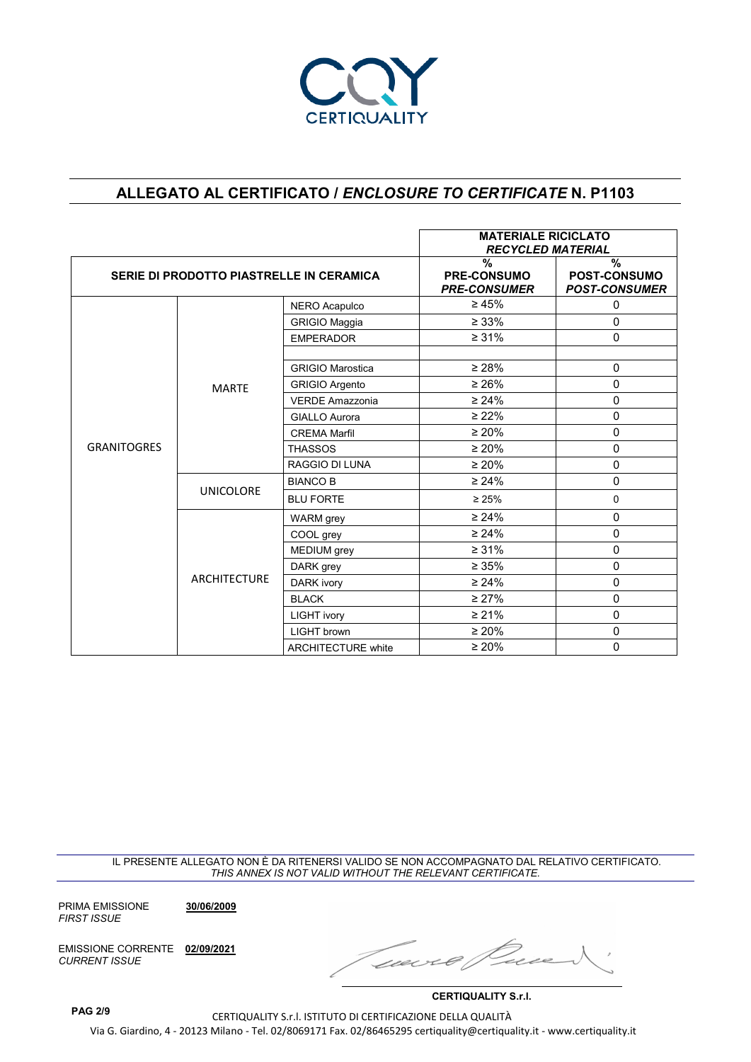## ALLEGATO AL CERTIFICATO / *ENCLOSURE TO CERTIFICATE* N. P1103

| SERIE DI PRODOTTO PIASTRELLE IN CERAMICA | | | **MATERIALE RICICLATO** *RECYCLED MATERIAL* % PRE-CONSUMO *PRE-CONSUMER* | % POST-CONSUMO *POST-CONSUMER* |
|---|---|---|---|---|
| GRANITOGRES | MARTE | NERO Acapulco | ≥ 45% | 0 |
| | | GRIGIO Maggia | ≥ 33% | 0 |
| | | EMPERADOR | ≥ 31% | 0 |
| | | | | |
| | | GRIGIO Marostica | ≥ 28% | 0 |
| | | GRIGIO Argento | ≥ 26% | 0 |
| | | VERDE Amazzonia | ≥ 24% | 0 |
| | | GIALLO Aurora | ≥ 22% | 0 |
| | | CREMA Marfil | ≥ 20% | 0 |
| | | THASSOS | ≥ 20% | 0 |
| | | RAGGIO DI LUNA | ≥ 20% | 0 |
| | UNICOLORE | BIANCO B | ≥ 24% | 0 |
| | | BLU FORTE | ≥ 25% | 0 |
| | ARCHITECTURE | WARM grey | ≥ 24% | 0 |
| | | COOL grey | ≥ 24% | 0 |
| | | MEDIUM grey | ≥ 31% | 0 |
| | | DARK grey | ≥ 35% | 0 |
| | | DARK ivory | ≥ 24% | 0 |
| | | BLACK | ≥ 27% | 0 |
| | | LIGHT ivory | ≥ 21% | 0 |
| | | LIGHT brown | ≥ 20% | 0 |
| | | ARCHITECTURE white | ≥ 20% | 0 |

IL PRESENTE ALLEGATO NON È DA RITENERSI VALIDO SE NON ACCOMPAGNATO DAL RELATIVO CERTIFICATO.
*THIS ANNEX IS NOT VALID WITHOUT THE RELEVANT CERTIFICATE.*

PRIMA EMISSIONE *FIRST ISSUE* **30/06/2009**

EMISSIONE CORRENTE *CURRENT ISSUE* **02/09/2021**

**CERTIQUALITY S.r.l.**

CERTIQUALITY S.r.l. ISTITUTO DI CERTIFICAZIONE DELLA QUALITÀ
Via G. Giardino, 4 - 20123 Milano - Tel. 02/8069171 Fax. 02/86465295 certiquality@certiquality.it - www.certiquality.it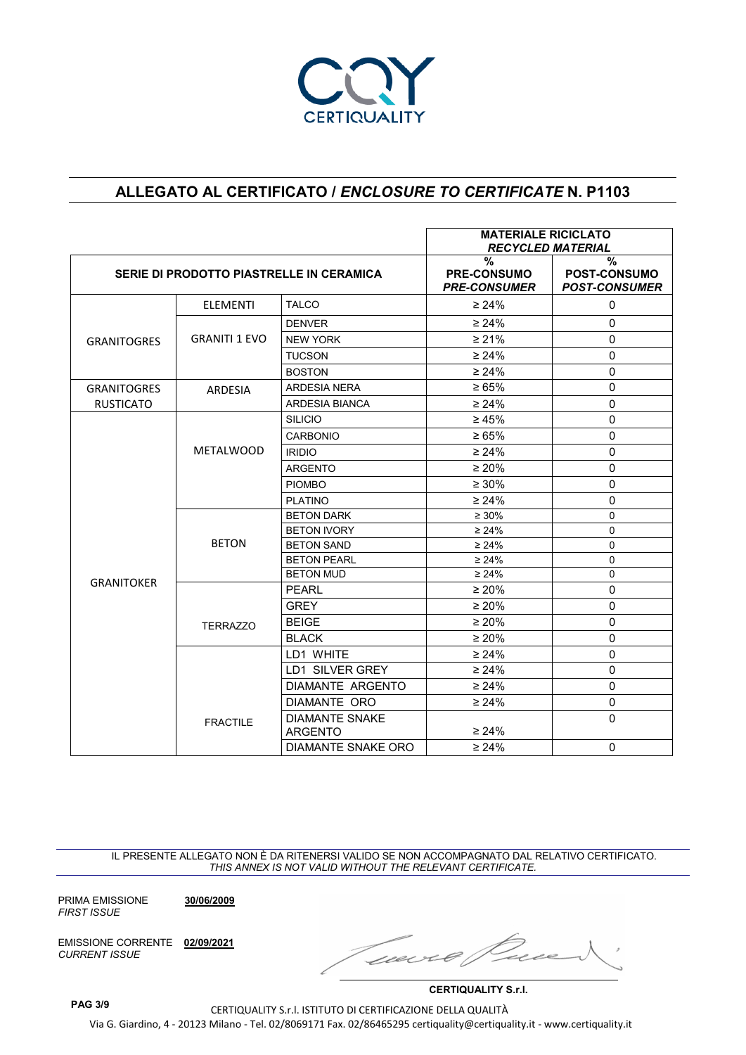CERTIQUALITY

## ALLEGATO AL CERTIFICATO / *ENCLOSURE TO CERTIFICATE* N. P1103

| SERIE DI PRODOTTO PIASTRELLE IN CERAMICA | | | MATERIALE RICICLATO *RECYCLED MATERIAL* | |
|---|---|---|---|---|
| | | | % PRE-CONSUMO *PRE-CONSUMER* | % POST-CONSUMO *POST-CONSUMER* |
| GRANITOGRES | ELEMENTI | TALCO | ≥ 24% | 0 |
| | GRANITI 1 EVO | DENVER | ≥ 24% | 0 |
| | | NEW YORK | ≥ 21% | 0 |
| | | TUCSON | ≥ 24% | 0 |
| | | BOSTON | ≥ 24% | 0 |
| GRANITOGRES RUSTICATO | ARDESIA | ARDESIA NERA | ≥ 65% | 0 |
| | | ARDESIA BIANCA | ≥ 24% | 0 |
| GRANITOKER | METALWOOD | SILICIO | ≥ 45% | 0 |
| | | CARBONIO | ≥ 65% | 0 |
| | | IRIDIO | ≥ 24% | 0 |
| | | ARGENTO | ≥ 20% | 0 |
| | | PIOMBO | ≥ 30% | 0 |
| | | PLATINO | ≥ 24% | 0 |
| | BETON | BETON DARK | ≥ 30% | 0 |
| | | BETON IVORY | ≥ 24% | 0 |
| | | BETON SAND | ≥ 24% | 0 |
| | | BETON PEARL | ≥ 24% | 0 |
| | | BETON MUD | ≥ 24% | 0 |
| | TERRAZZO | PEARL | ≥ 20% | 0 |
| | | GREY | ≥ 20% | 0 |
| | | BEIGE | ≥ 20% | 0 |
| | | BLACK | ≥ 20% | 0 |
| | FRACTILE | LD1 WHITE | ≥ 24% | 0 |
| | | LD1 SILVER GREY | ≥ 24% | 0 |
| | | DIAMANTE ARGENTO | ≥ 24% | 0 |
| | | DIAMANTE ORO | ≥ 24% | 0 |
| | | DIAMANTE SNAKE ARGENTO | ≥ 24% | 0 |
| | | DIAMANTE SNAKE ORO | ≥ 24% | 0 |

IL PRESENTE ALLEGATO NON È DA RITENERSI VALIDO SE NON ACCOMPAGNATO DAL RELATIVO CERTIFICATO.
*THIS ANNEX IS NOT VALID WITHOUT THE RELEVANT CERTIFICATE.*

PRIMA EMISSIONE *FIRST ISSUE* **30/06/2009**

EMISSIONE CORRENTE *CURRENT ISSUE* **02/09/2021**

**CERTIQUALITY S.r.l.**

CERTIQUALITY S.r.l. ISTITUTO DI CERTIFICAZIONE DELLA QUALITÀ
Via G. Giardino, 4 - 20123 Milano - Tel. 02/8069171 Fax. 02/86465295 certiquality@certiquality.it - www.certiquality.it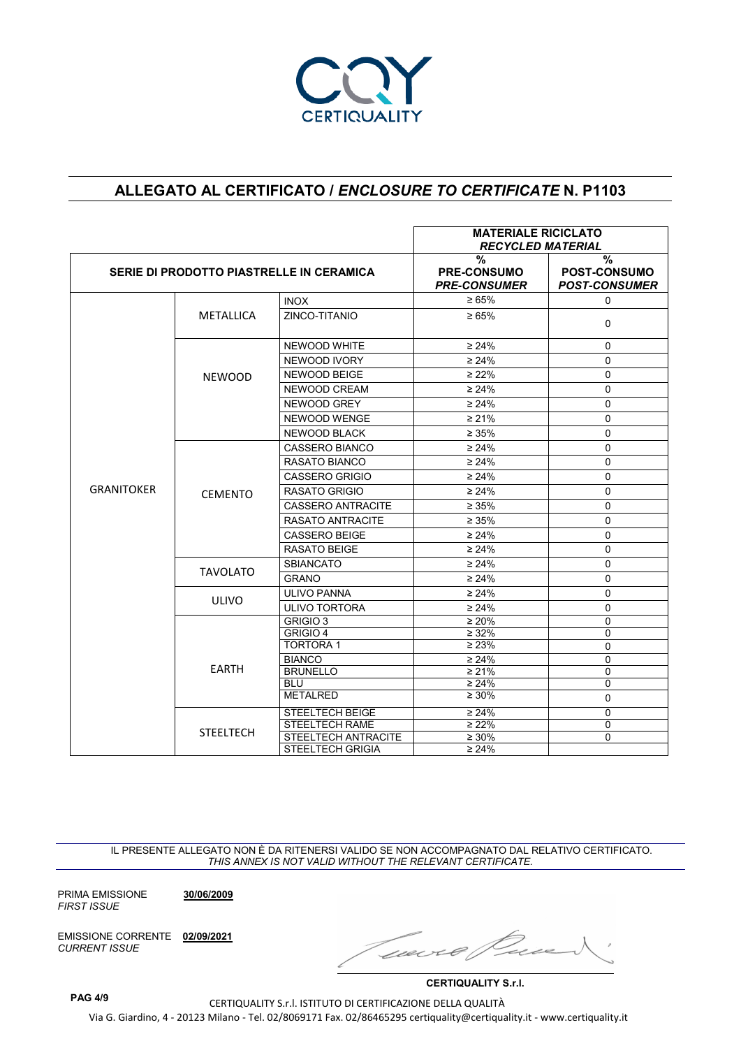CERTIQUALITY

## ALLEGATO AL CERTIFICATO / *ENCLOSURE TO CERTIFICATE* N. P1103

| SERIE DI PRODOTTO PIASTRELLE IN CERAMICA | | | MATERIALE RICICLATO *RECYCLED MATERIAL* % PRE-CONSUMO *PRE-CONSUMER* | % POST-CONSUMO *POST-CONSUMER* |
|---|---|---|---|---|
| GRANITOKER | METALLICA | INOX | ≥ 65% | 0 |
| | | ZINCO-TITANIO | ≥ 65% | 0 |
| | NEWOOD | NEWOOD WHITE | ≥ 24% | 0 |
| | | NEWOOD IVORY | ≥ 24% | 0 |
| | | NEWOOD BEIGE | ≥ 22% | 0 |
| | | NEWOOD CREAM | ≥ 24% | 0 |
| | | NEWOOD GREY | ≥ 24% | 0 |
| | | NEWOOD WENGE | ≥ 21% | 0 |
| | | NEWOOD BLACK | ≥ 35% | 0 |
| | CEMENTO | CASSERO BIANCO | ≥ 24% | 0 |
| | | RASATO BIANCO | ≥ 24% | 0 |
| | | CASSERO GRIGIO | ≥ 24% | 0 |
| | | RASATO GRIGIO | ≥ 24% | 0 |
| | | CASSERO ANTRACITE | ≥ 35% | 0 |
| | | RASATO ANTRACITE | ≥ 35% | 0 |
| | | CASSERO BEIGE | ≥ 24% | 0 |
| | | RASATO BEIGE | ≥ 24% | 0 |
| | TAVOLATO | SBIANCATO | ≥ 24% | 0 |
| | | GRANO | ≥ 24% | 0 |
| | ULIVO | ULIVO PANNA | ≥ 24% | 0 |
| | | ULIVO TORTORA | ≥ 24% | 0 |
| | EARTH | GRIGIO 3 | ≥ 20% | 0 |
| | | GRIGIO 4 | ≥ 32% | 0 |
| | | TORTORA 1 | ≥ 23% | 0 |
| | | BIANCO | ≥ 24% | 0 |
| | | BRUNELLO | ≥ 21% | 0 |
| | | BLU | ≥ 24% | 0 |
| | | METALRED | ≥ 30% | 0 |
| | STEELTECH | STEELTECH BEIGE | ≥ 24% | 0 |
| | | STEELTECH RAME | ≥ 22% | 0 |
| | | STEELTECH ANTRACITE | ≥ 30% | 0 |
| | | STEELTECH GRIGIA | ≥ 24% | |

IL PRESENTE ALLEGATO NON È DA RITENERSI VALIDO SE NON ACCOMPAGNATO DAL RELATIVO CERTIFICATO.
*THIS ANNEX IS NOT VALID WITHOUT THE RELEVANT CERTIFICATE.*

PRIMA EMISSIONE *FIRST ISSUE* **30/06/2009**

EMISSIONE CORRENTE *CURRENT ISSUE* **02/09/2021**

**CERTIQUALITY S.r.l.**

CERTIQUALITY S.r.l. ISTITUTO DI CERTIFICAZIONE DELLA QUALITÀ
Via G. Giardino, 4 - 20123 Milano - Tel. 02/8069171 Fax. 02/86465295 certiquality@certiquality.it - www.certiquality.it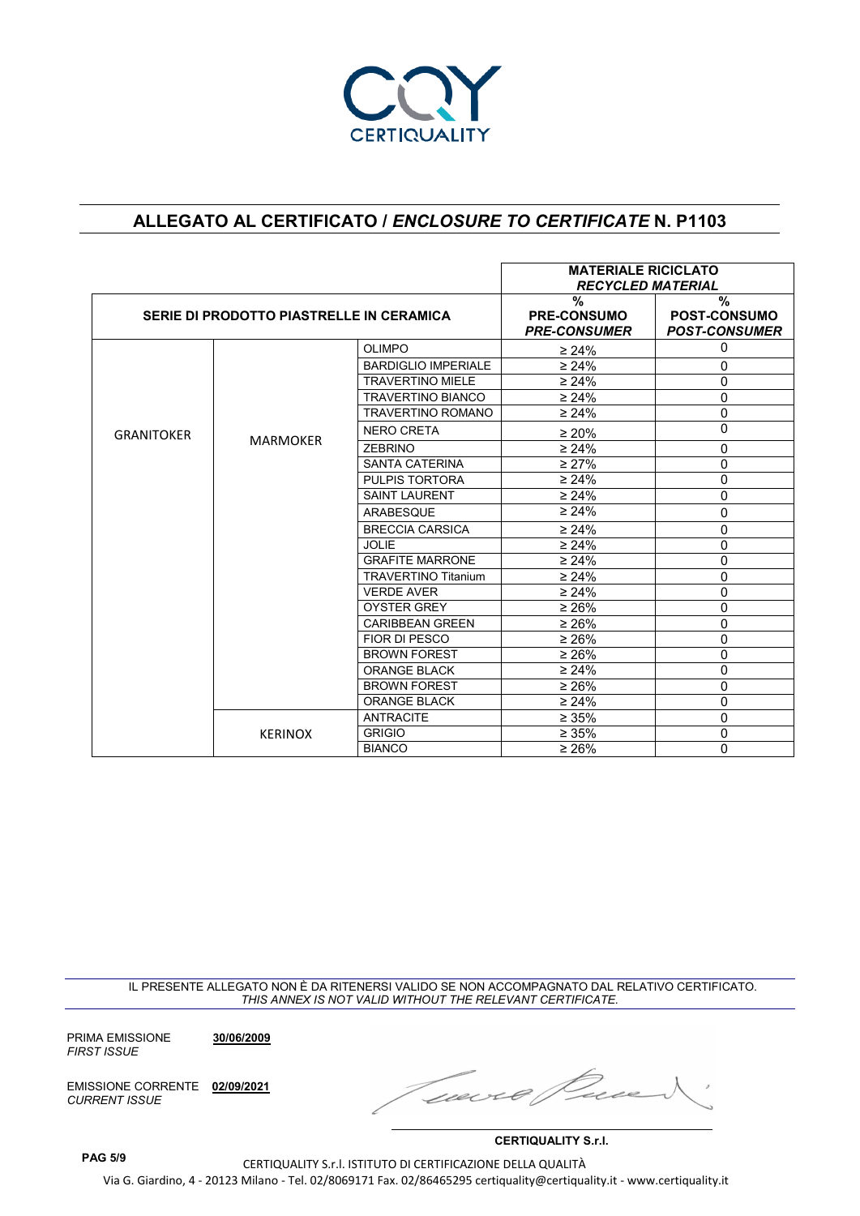CERTIQUALITY

## ALLEGATO AL CERTIFICATO / *ENCLOSURE TO CERTIFICATE* N. P1103

| SERIE DI PRODOTTO PIASTRELLE IN CERAMICA | | | MATERIALE RICICLATO *RECYCLED MATERIAL* % PRE-CONSUMO *PRE-CONSUMER* | % POST-CONSUMO *POST-CONSUMER* |
|---|---|---|---|---|
| GRANITOKER | MARMOKER | OLIMPO | ≥ 24% | 0 |
| | | BARDIGLIO IMPERIALE | ≥ 24% | 0 |
| | | TRAVERTINO MIELE | ≥ 24% | 0 |
| | | TRAVERTINO BIANCO | ≥ 24% | 0 |
| | | TRAVERTINO ROMANO | ≥ 24% | 0 |
| | | NERO CRETA | ≥ 20% | 0 |
| | | ZEBRINO | ≥ 24% | 0 |
| | | SANTA CATERINA | ≥ 27% | 0 |
| | | PULPIS TORTORA | ≥ 24% | 0 |
| | | SAINT LAURENT | ≥ 24% | 0 |
| | | ARABESQUE | ≥ 24% | 0 |
| | | BRECCIA CARSICA | ≥ 24% | 0 |
| | | JOLIE | ≥ 24% | 0 |
| | | GRAFITE MARRONE | ≥ 24% | 0 |
| | | TRAVERTINO Titanium | ≥ 24% | 0 |
| | | VERDE AVER | ≥ 24% | 0 |
| | | OYSTER GREY | ≥ 26% | 0 |
| | | CARIBBEAN GREEN | ≥ 26% | 0 |
| | | FIOR DI PESCO | ≥ 26% | 0 |
| | | BROWN FOREST | ≥ 26% | 0 |
| | | ORANGE BLACK | ≥ 24% | 0 |
| | | BROWN FOREST | ≥ 26% | 0 |
| | | ORANGE BLACK | ≥ 24% | 0 |
| | KERINOX | ANTRACITE | ≥ 35% | 0 |
| | | GRIGIO | ≥ 35% | 0 |
| | | BIANCO | ≥ 26% | 0 |

IL PRESENTE ALLEGATO NON È DA RITENERSI VALIDO SE NON ACCOMPAGNATO DAL RELATIVO CERTIFICATO.
*THIS ANNEX IS NOT VALID WITHOUT THE RELEVANT CERTIFICATE.*

PRIMA EMISSIONE *FIRST ISSUE* **30/06/2009**

EMISSIONE CORRENTE *CURRENT ISSUE* **02/09/2021**

**CERTIQUALITY S.r.l.**

CERTIQUALITY S.r.l. ISTITUTO DI CERTIFICAZIONE DELLA QUALITÀ
Via G. Giardino, 4 - 20123 Milano - Tel. 02/8069171 Fax. 02/86465295 certiquality@certiquality.it - www.certiquality.it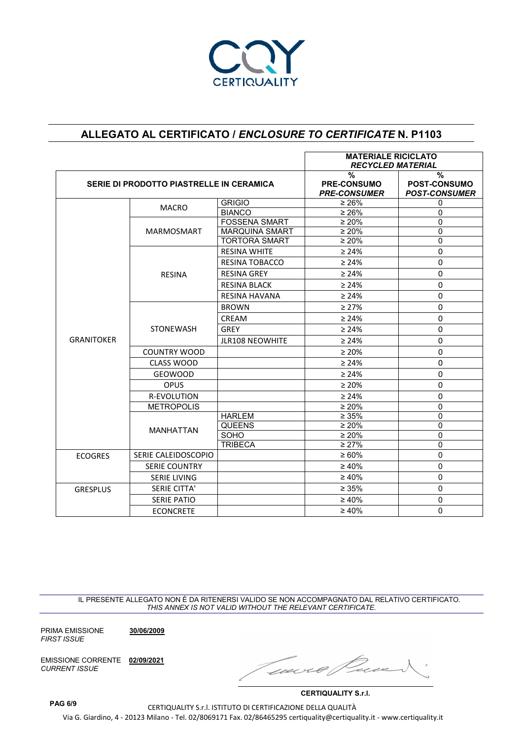CERTIQUALITY

## ALLEGATO AL CERTIFICATO / *ENCLOSURE TO CERTIFICATE* N. P1103

| SERIE DI PRODOTTO PIASTRELLE IN CERAMICA | | | MATERIALE RICICLATO *RECYCLED MATERIAL* % PRE-CONSUMO *PRE-CONSUMER* | % POST-CONSUMO *POST-CONSUMER* |
|---|---|---|---|---|
| GRANITOKER | MACRO | GRIGIO | ≥ 26% | 0 |
| | | BIANCO | ≥ 26% | 0 |
| | MARMOSMART | FOSSENA SMART | ≥ 20% | 0 |
| | | MARQUINA SMART | ≥ 20% | 0 |
| | | TORTORA SMART | ≥ 20% | 0 |
| | RESINA | RESINA WHITE | ≥ 24% | 0 |
| | | RESINA TOBACCO | ≥ 24% | 0 |
| | | RESINA GREY | ≥ 24% | 0 |
| | | RESINA BLACK | ≥ 24% | 0 |
| | | RESINA HAVANA | ≥ 24% | 0 |
| | STONEWASH | BROWN | ≥ 27% | 0 |
| | | CREAM | ≥ 24% | 0 |
| | | GREY | ≥ 24% | 0 |
| | | JLR108 NEOWHITE | ≥ 24% | 0 |
| | COUNTRY WOOD | | ≥ 20% | 0 |
| | CLASS WOOD | | ≥ 24% | 0 |
| | GEOWOOD | | ≥ 24% | 0 |
| | OPUS | | ≥ 20% | 0 |
| | R-EVOLUTION | | ≥ 24% | 0 |
| | METROPOLIS | | ≥ 20% | 0 |
| | MANHATTAN | HARLEM | ≥ 35% | 0 |
| | | QUEENS | ≥ 20% | 0 |
| | | SOHO | ≥ 20% | 0 |
| | | TRIBECA | ≥ 27% | 0 |
| ECOGRES | SERIE CALEIDOSCOPIO | | ≥ 60% | 0 |
| | SERIE COUNTRY | | ≥ 40% | 0 |
| | SERIE LIVING | | ≥ 40% | 0 |
| GRESPLUS | SERIE CITTA' | | ≥ 35% | 0 |
| | SERIE PATIO | | ≥ 40% | 0 |
| | ECONCRETE | | ≥ 40% | 0 |

IL PRESENTE ALLEGATO NON È DA RITENERSI VALIDO SE NON ACCOMPAGNATO DAL RELATIVO CERTIFICATO.
*THIS ANNEX IS NOT VALID WITHOUT THE RELEVANT CERTIFICATE.*

PRIMA EMISSIONE *FIRST ISSUE* **30/06/2009**

EMISSIONE CORRENTE *CURRENT ISSUE* **02/09/2021**

**CERTIQUALITY S.r.l.**

**PAG 6/9**

CERTIQUALITY S.r.l. ISTITUTO DI CERTIFICAZIONE DELLA QUALITÀ
Via G. Giardino, 4 - 20123 Milano - Tel. 02/8069171 Fax. 02/86465295 certiquality@certiquality.it - www.certiquality.it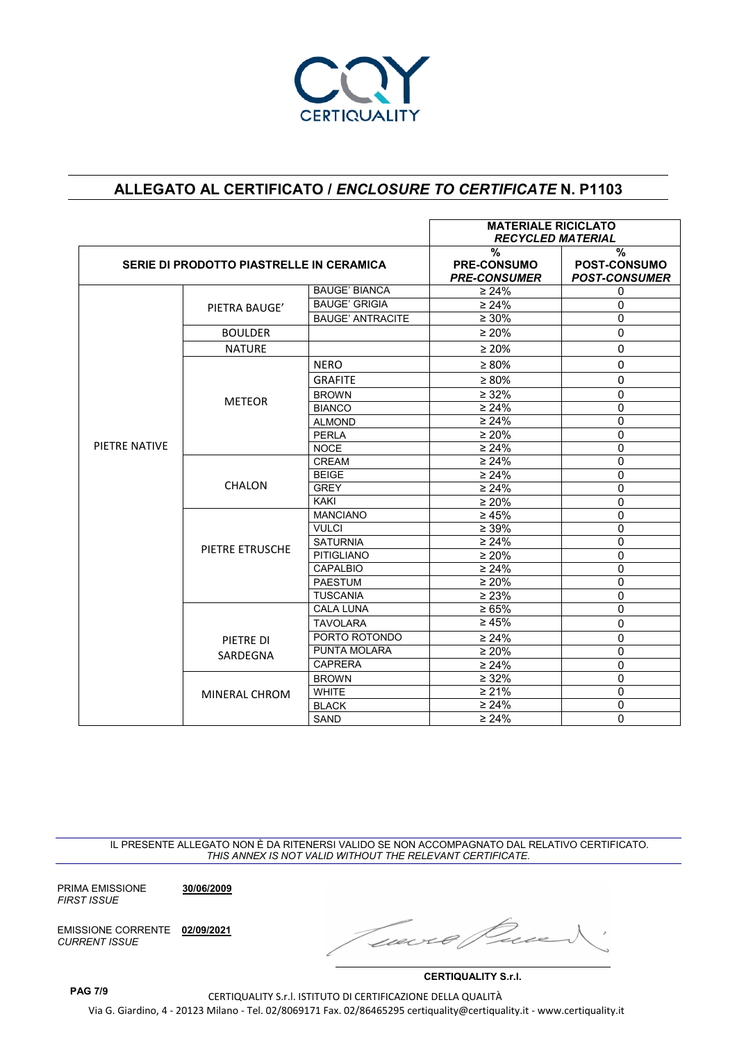CERTIQUALITY

## ALLEGATO AL CERTIFICATO / *ENCLOSURE TO CERTIFICATE* N. P1103

| SERIE DI PRODOTTO PIASTRELLE IN CERAMICA | | | MATERIALE RICICLATO *RECYCLED MATERIAL* | |
|---|---|---|---|---|
| | | | % PRE-CONSUMO ***PRE-CONSUMER*** | % POST-CONSUMO ***POST-CONSUMER*** |
| PIETRE NATIVE | PIETRA BAUGE' | BAUGE' BIANCA | ≥ 24% | 0 |
| | | BAUGE' GRIGIA | ≥ 24% | 0 |
| | | BAUGE' ANTRACITE | ≥ 30% | 0 |
| | BOULDER | | ≥ 20% | 0 |
| | NATURE | | ≥ 20% | 0 |
| | METEOR | NERO | ≥ 80% | 0 |
| | | GRAFITE | ≥ 80% | 0 |
| | | BROWN | ≥ 32% | 0 |
| | | BIANCO | ≥ 24% | 0 |
| | | ALMOND | ≥ 24% | 0 |
| | | PERLA | ≥ 20% | 0 |
| | | NOCE | ≥ 24% | 0 |
| | CHALON | CREAM | ≥ 24% | 0 |
| | | BEIGE | ≥ 24% | 0 |
| | | GREY | ≥ 24% | 0 |
| | | KAKI | ≥ 20% | 0 |
| | PIETRE ETRUSCHE | MANCIANO | ≥ 45% | 0 |
| | | VULCI | ≥ 39% | 0 |
| | | SATURNIA | ≥ 24% | 0 |
| | | PITIGLIANO | ≥ 20% | 0 |
| | | CAPALBIO | ≥ 24% | 0 |
| | | PAESTUM | ≥ 20% | 0 |
| | | TUSCANIA | ≥ 23% | 0 |
| | PIETRE DI SARDEGNA | CALA LUNA | ≥ 65% | 0 |
| | | TAVOLARA | ≥ 45% | 0 |
| | | PORTO ROTONDO | ≥ 24% | 0 |
| | | PUNTA MOLARA | ≥ 20% | 0 |
| | | CAPRERA | ≥ 24% | 0 |
| | MINERAL CHROM | BROWN | ≥ 32% | 0 |
| | | WHITE | ≥ 21% | 0 |
| | | BLACK | ≥ 24% | 0 |
| | | SAND | ≥ 24% | 0 |

IL PRESENTE ALLEGATO NON È DA RITENERSI VALIDO SE NON ACCOMPAGNATO DAL RELATIVO CERTIFICATO.
*THIS ANNEX IS NOT VALID WITHOUT THE RELEVANT CERTIFICATE.*

PRIMA EMISSIONE *FIRST ISSUE* **30/06/2009**

EMISSIONE CORRENTE *CURRENT ISSUE* **02/09/2021**

**CERTIQUALITY S.r.l.**

**PAG 7/9**

CERTIQUALITY S.r.l. ISTITUTO DI CERTIFICAZIONE DELLA QUALITÀ
Via G. Giardino, 4 - 20123 Milano - Tel. 02/8069171 Fax. 02/86465295 certiquality@certiquality.it - www.certiquality.it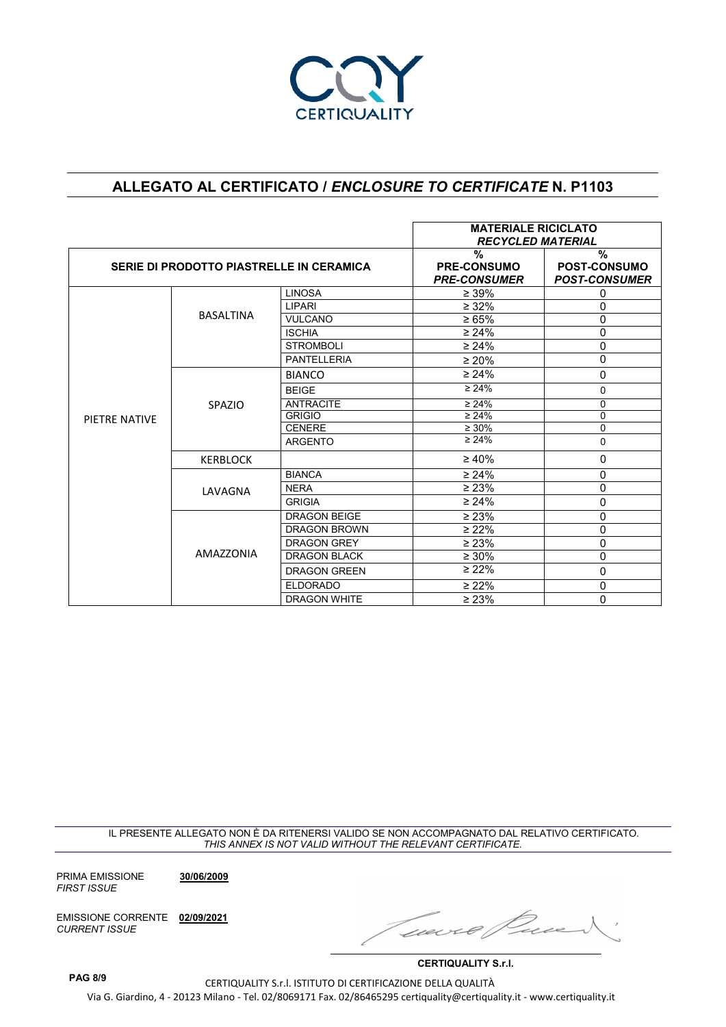## ALLEGATO AL CERTIFICATO / *ENCLOSURE TO CERTIFICATE* N. P1103

| SERIE DI PRODOTTO PIASTRELLE IN CERAMICA | | | MATERIALE RICICLATO *RECYCLED MATERIAL* % PRE-CONSUMO *PRE-CONSUMER* | % POST-CONSUMO *POST-CONSUMER* |
|---|---|---|---|---|
| PIETRE NATIVE | BASALTINA | LINOSA | ≥ 39% | 0 |
| | | LIPARI | ≥ 32% | 0 |
| | | VULCANO | ≥ 65% | 0 |
| | | ISCHIA | ≥ 24% | 0 |
| | | STROMBOLI | ≥ 24% | 0 |
| | | PANTELLERIA | ≥ 20% | 0 |
| | SPAZIO | BIANCO | ≥ 24% | 0 |
| | | BEIGE | ≥ 24% | 0 |
| | | ANTRACITE | ≥ 24% | 0 |
| | | GRIGIO | ≥ 24% | 0 |
| | | CENERE | ≥ 30% | 0 |
| | | ARGENTO | ≥ 24% | 0 |
| | KERBLOCK | | ≥ 40% | 0 |
| | LAVAGNA | BIANCA | ≥ 24% | 0 |
| | | NERA | ≥ 23% | 0 |
| | | GRIGIA | ≥ 24% | 0 |
| | AMAZZONIA | DRAGON BEIGE | ≥ 23% | 0 |
| | | DRAGON BROWN | ≥ 22% | 0 |
| | | DRAGON GREY | ≥ 23% | 0 |
| | | DRAGON BLACK | ≥ 30% | 0 |
| | | DRAGON GREEN | ≥ 22% | 0 |
| | | ELDORADO | ≥ 22% | 0 |
| | | DRAGON WHITE | ≥ 23% | 0 |

IL PRESENTE ALLEGATO NON È DA RITENERSI VALIDO SE NON ACCOMPAGNATO DAL RELATIVO CERTIFICATO.
*THIS ANNEX IS NOT VALID WITHOUT THE RELEVANT CERTIFICATE.*

PRIMA EMISSIONE *FIRST ISSUE* **30/06/2009**

EMISSIONE CORRENTE *CURRENT ISSUE* **02/09/2021**

**CERTIQUALITY S.r.l.**

CERTIQUALITY S.r.l. ISTITUTO DI CERTIFICAZIONE DELLA QUALITÀ
Via G. Giardino, 4 - 20123 Milano - Tel. 02/8069171 Fax. 02/86465295 certiquality@certiquality.it - www.certiquality.it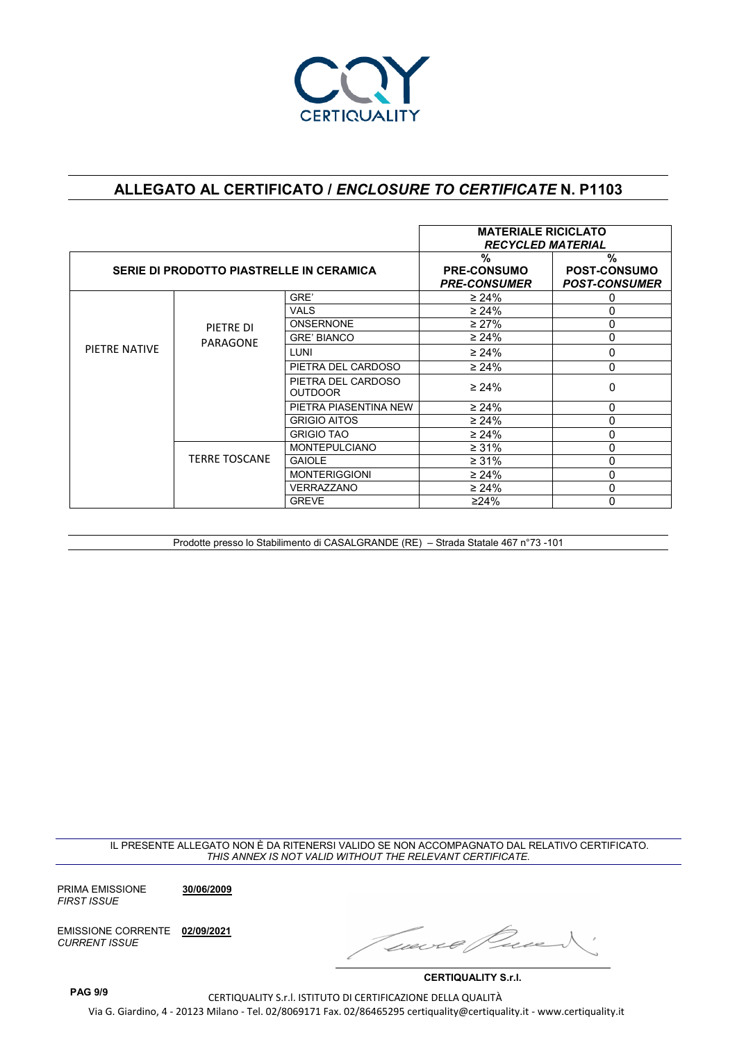## ALLEGATO AL CERTIFICATO / *ENCLOSURE TO CERTIFICATE* N. P1103

| | | | MATERIALE RICICLATO *RECYCLED MATERIAL* | |
|---|---|---|---|---|
| SERIE DI PRODOTTO PIASTRELLE IN CERAMICA | | | % PRE-CONSUMO *PRE-CONSUMER* | % POST-CONSUMO *POST-CONSUMER* |
| PIETRE NATIVE | PIETRE DI PARAGONE | GRE' | ≥ 24% | 0 |
| | | VALS | ≥ 24% | 0 |
| | | ONSERNONE | ≥ 27% | 0 |
| | | GRE' BIANCO | ≥ 24% | 0 |
| | | LUNI | ≥ 24% | 0 |
| | | PIETRA DEL CARDOSO | ≥ 24% | 0 |
| | | PIETRA DEL CARDOSO OUTDOOR | ≥ 24% | 0 |
| | | PIETRA PIASENTINA NEW | ≥ 24% | 0 |
| | | GRIGIO AITOS | ≥ 24% | 0 |
| | | GRIGIO TAO | ≥ 24% | 0 |
| | TERRE TOSCANE | MONTEPULCIANO | ≥ 31% | 0 |
| | | GAIOLE | ≥ 31% | 0 |
| | | MONTERIGGIONI | ≥ 24% | 0 |
| | | VERRAZZANO | ≥ 24% | 0 |
| | | GREVE | ≥24% | 0 |

Prodotte presso lo Stabilimento di CASALGRANDE (RE) – Strada Statale 467 n°73 -101

IL PRESENTE ALLEGATO NON È DA RITENERSI VALIDO SE NON ACCOMPAGNATO DAL RELATIVO CERTIFICATO.
*THIS ANNEX IS NOT VALID WITHOUT THE RELEVANT CERTIFICATE.*

PRIMA EMISSIONE *FIRST ISSUE* **30/06/2009**

EMISSIONE CORRENTE *CURRENT ISSUE* **02/09/2021**

**CERTIQUALITY S.r.l.**

CERTIQUALITY S.r.l. ISTITUTO DI CERTIFICAZIONE DELLA QUALITÀ
Via G. Giardino, 4 - 20123 Milano - Tel. 02/8069171 Fax. 02/86465295 certiquality@certiquality.it - www.certiquality.it